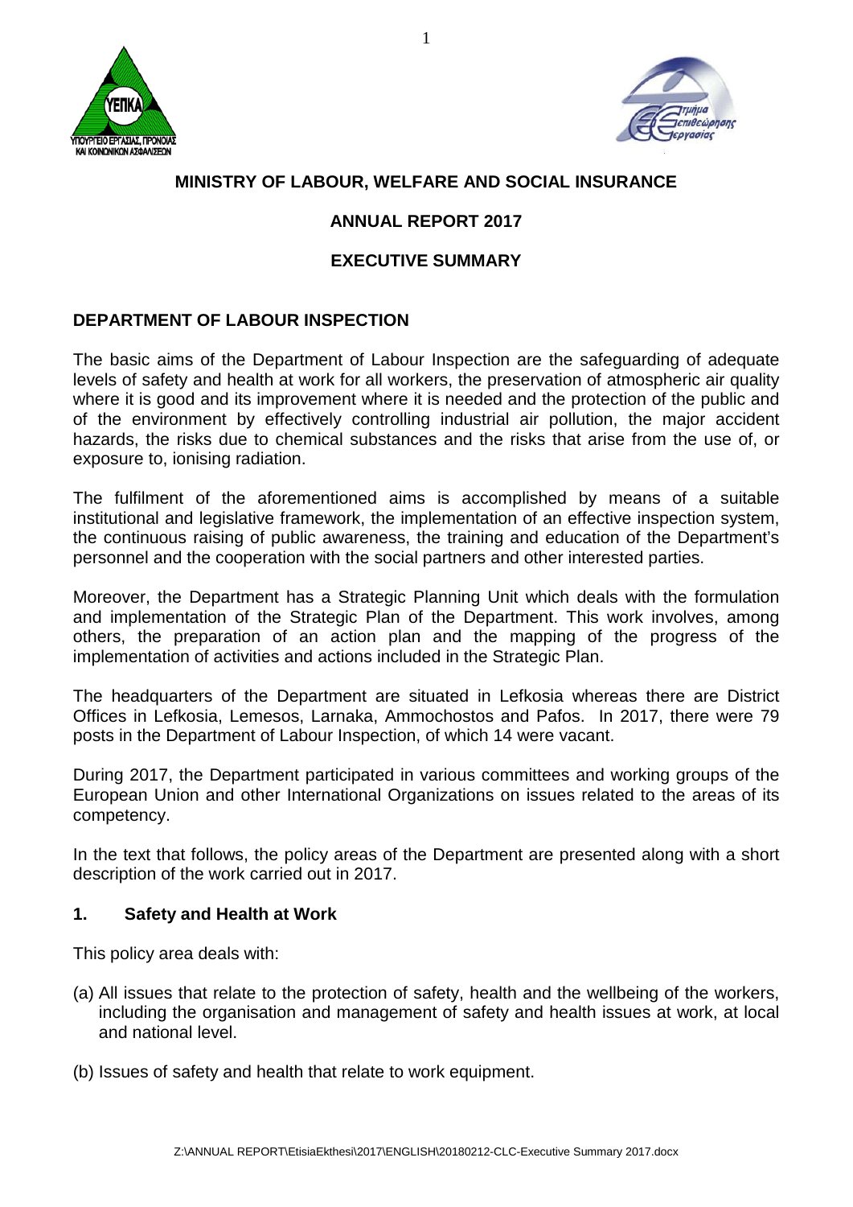# MINISTRY OF LABOUR, WELFARE AND SOCIAL INSURANCE

## ANNUAL REPORT 2017

## EXECUTIVE SUMMARY

### DEPARTMENT OF LABOUR INSPECTION

The basic aims of the Department of Labour Inspection are the safeguarding of adequate levels of safety and health at work for all workers, the preservation of atmospheric air quality where it is good and its improvement where it is needed and the protection of the public and of the environment by effectively controlling industrial air pollution, the major accident hazards, the risks due to chemical substances and the risks that arise from the use of, or exposure to, ionising radiation.

The fulfilment of the aforementioned aims is accomplished by means of a suitable institutional and legislative framework, the implementation of an effective inspection system, the continuous raising of public awareness, the training and education of the Department's personnel and the cooperation with the social partners and other interested parties.

Moreover, the Department has a Strategic Planning Unit which deals with the formulation and implementation of the Strategic Plan of the Department. This work involves, among others, the preparation of an action plan and the mapping of the progress of the implementation of activities and actions included in the Strategic Plan.

The headquarters of the Department are situated in Lefkosia whereas there are District Offices in Lefkosia, Lemesos, Larnaka, Ammochostos and Pafos. In 2017, there were 79 posts in the Department of Labour Inspection, of which 14 were vacant.

During 2017, the Department participated in various committees and working groups of the European Union and other International Organizations on issues related to the areas of its competency.

In the text that follows, the policy areas of the Department are presented along with a short description of the work carried out in 2017.

### 1. Safety and Health at Work

This policy area deals with:

(a) All issues that relate to the protection of safety, health and the wellbeing of the workers, including the organisation and management of safety and health issues at work, at local and national level.

(b) Issues of safety and health that relate to work equipment.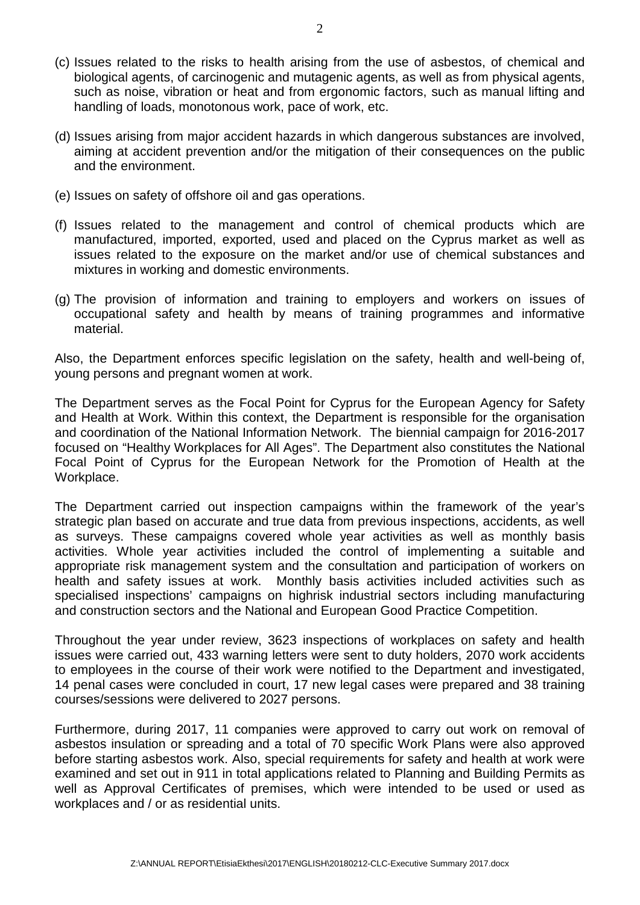(c) Issues related to the risks to health arising from the use of asbestos, of chemical and biological agents, of carcinogenic and mutagenic agents, as well as from physical agents, such as noise, vibration or heat and from ergonomic factors, such as manual lifting and handling of loads, monotonous work, pace of work, etc.

(d) Issues arising from major accident hazards in which dangerous substances are involved, aiming at accident prevention and/or the mitigation of their consequences on the public and the environment.

(e) Issues on safety of offshore oil and gas operations.

(f) Issues related to the management and control of chemical products which are manufactured, imported, exported, used and placed on the Cyprus market as well as issues related to the exposure on the market and/or use of chemical substances and mixtures in working and domestic environments.

(g) The provision of information and training to employers and workers on issues of occupational safety and health by means of training programmes and informative material.

Also, the Department enforces specific legislation on the safety, health and well-being of, young persons and pregnant women at work.

The Department serves as the Focal Point for Cyprus for the European Agency for Safety and Health at Work. Within this context, the Department is responsible for the organisation and coordination of the National Information Network. The biennial campaign for 2016-2017 focused on "Healthy Workplaces for All Ages". The Department also constitutes the National Focal Point of Cyprus for the European Network for the Promotion of Health at the Workplace.

The Department carried out inspection campaigns within the framework of the year's strategic plan based on accurate and true data from previous inspections, accidents, as well as surveys. These campaigns covered whole year activities as well as monthly basis activities. Whole year activities included the control of implementing a suitable and appropriate risk management system and the consultation and participation of workers on health and safety issues at work. Monthly basis activities included activities such as specialised inspections' campaigns on highrisk industrial sectors including manufacturing and construction sectors and the National and European Good Practice Competition.

Throughout the year under review, 3623 inspections of workplaces on safety and health issues were carried out, 433 warning letters were sent to duty holders, 2070 work accidents to employees in the course of their work were notified to the Department and investigated, 14 penal cases were concluded in court, 17 new legal cases were prepared and 38 training courses/sessions were delivered to 2027 persons.

Furthermore, during 2017, 11 companies were approved to carry out work on removal of asbestos insulation or spreading and a total of 70 specific Work Plans were also approved before starting asbestos work. Also, special requirements for safety and health at work were examined and set out in 911 in total applications related to Planning and Building Permits as well as Approval Certificates of premises, which were intended to be used or used as workplaces and / or as residential units.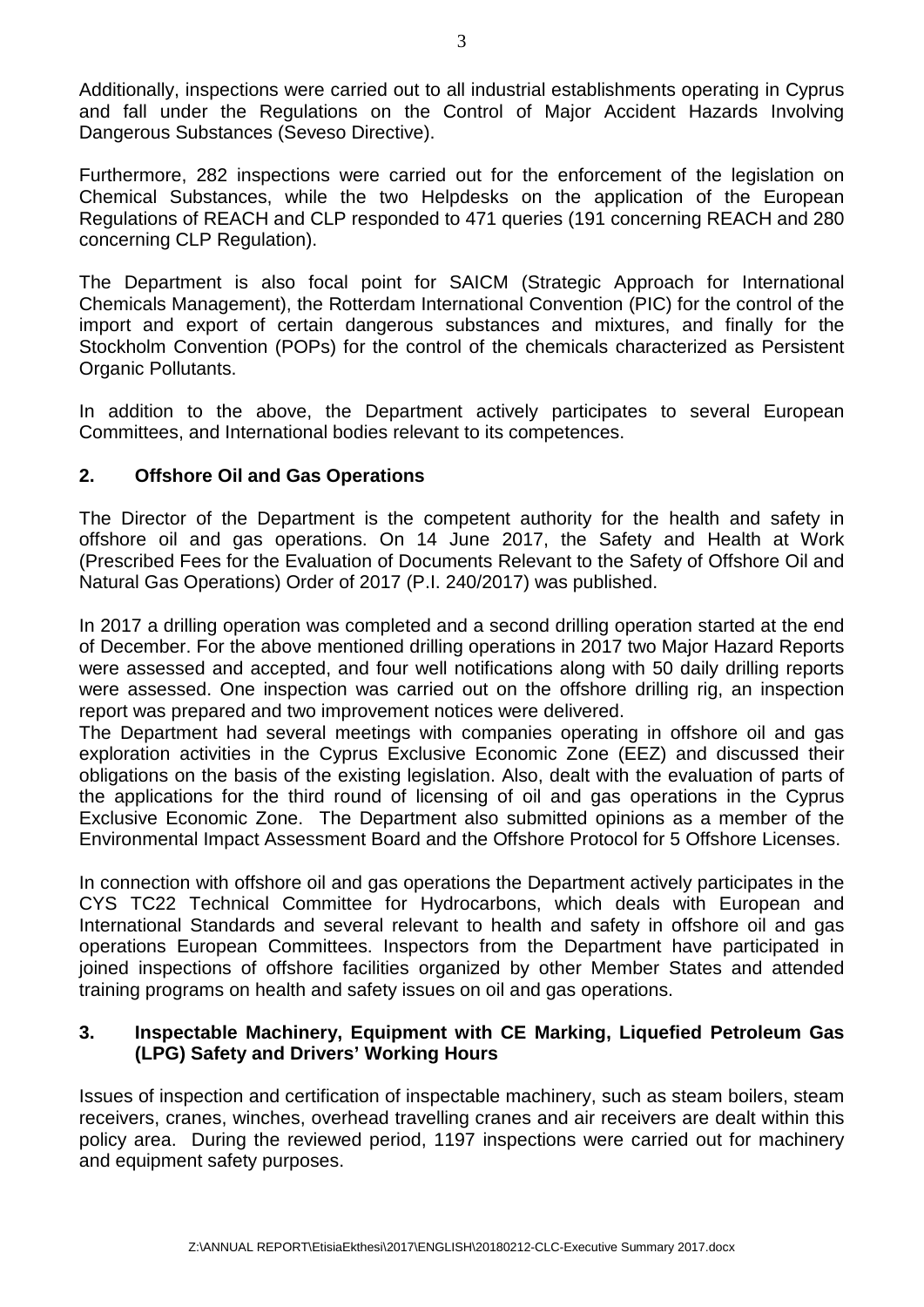Additionally, inspections were carried out to all industrial establishments operating in Cyprus and fall under the Regulations on the Control of Major Accident Hazards Involving Dangerous Substances (Seveso Directive).

Furthermore, 282 inspections were carried out for the enforcement of the legislation on Chemical Substances, while the two Helpdesks on the application of the European Regulations of REACH and CLP responded to 471 queries (191 concerning REACH and 280 concerning CLP Regulation).

The Department is also focal point for SAICM (Strategic Approach for International Chemicals Management), the Rotterdam International Convention (PIC) for the control of the import and export of certain dangerous substances and mixtures, and finally for the Stockholm Convention (POPs) for the control of the chemicals characterized as Persistent Organic Pollutants.

In addition to the above, the Department actively participates to several European Committees, and International bodies relevant to its competences.

## 2. Offshore Oil and Gas Operations

The Director of the Department is the competent authority for the health and safety in offshore oil and gas operations. On 14 June 2017, the Safety and Health at Work (Prescribed Fees for the Evaluation of Documents Relevant to the Safety of Offshore Oil and Natural Gas Operations) Order of 2017 (P.I. 240/2017) was published.

In 2017 a drilling operation was completed and a second drilling operation started at the end of December. For the above mentioned drilling operations in 2017 two Major Hazard Reports were assessed and accepted, and four well notifications along with 50 daily drilling reports were assessed. One inspection was carried out on the offshore drilling rig, an inspection report was prepared and two improvement notices were delivered.

The Department had several meetings with companies operating in offshore oil and gas exploration activities in the Cyprus Exclusive Economic Zone (EEZ) and discussed their obligations on the basis of the existing legislation. Also, dealt with the evaluation of parts of the applications for the third round of licensing of oil and gas operations in the Cyprus Exclusive Economic Zone. The Department also submitted opinions as a member of the Environmental Impact Assessment Board and the Offshore Protocol for 5 Offshore Licenses.

In connection with offshore oil and gas operations the Department actively participates in the CYS TC22 Technical Committee for Hydrocarbons, which deals with European and International Standards and several relevant to health and safety in offshore oil and gas operations European Committees. Inspectors from the Department have participated in joined inspections of offshore facilities organized by other Member States and attended training programs on health and safety issues on oil and gas operations.

## 3. Inspectable Machinery, Equipment with CE Marking, Liquefied Petroleum Gas (LPG) Safety and Drivers' Working Hours

Issues of inspection and certification of inspectable machinery, such as steam boilers, steam receivers, cranes, winches, overhead travelling cranes and air receivers are dealt within this policy area. During the reviewed period, 1197 inspections were carried out for machinery and equipment safety purposes.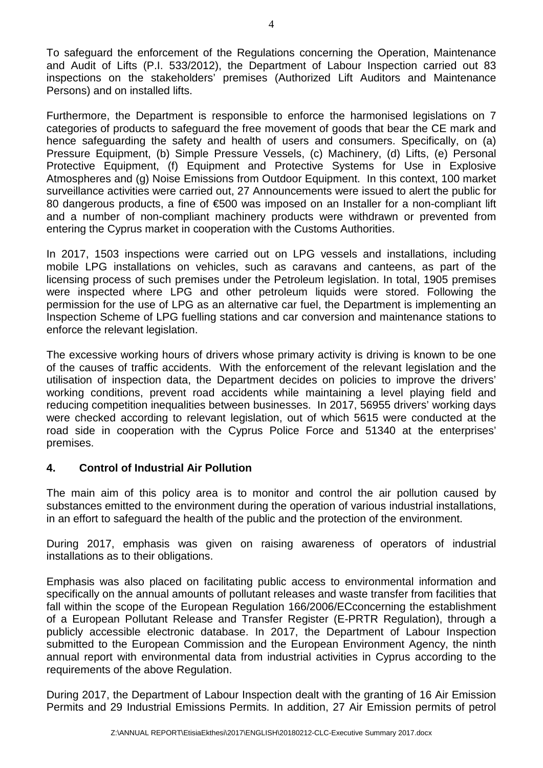To safeguard the enforcement of the Regulations concerning the Operation, Maintenance and Audit of Lifts (P.I. 533/2012), the Department of Labour Inspection carried out 83 inspections on the stakeholders' premises (Authorized Lift Auditors and Maintenance Persons) and on installed lifts.

Furthermore, the Department is responsible to enforce the harmonised legislations on 7 categories of products to safeguard the free movement of goods that bear the CE mark and hence safeguarding the safety and health of users and consumers. Specifically, on (a) Pressure Equipment, (b) Simple Pressure Vessels, (c) Machinery, (d) Lifts, (e) Personal Protective Equipment, (f) Equipment and Protective Systems for Use in Explosive Atmospheres and (g) Noise Emissions from Outdoor Equipment. In this context, 100 market surveillance activities were carried out, 27 Announcements were issued to alert the public for 80 dangerous products, a fine of €500 was imposed on an Installer for a non-compliant lift and a number of non-compliant machinery products were withdrawn or prevented from entering the Cyprus market in cooperation with the Customs Authorities.

In 2017, 1503 inspections were carried out on LPG vessels and installations, including mobile LPG installations on vehicles, such as caravans and canteens, as part of the licensing process of such premises under the Petroleum legislation. In total, 1905 premises were inspected where LPG and other petroleum liquids were stored. Following the permission for the use of LPG as an alternative car fuel, the Department is implementing an Inspection Scheme of LPG fuelling stations and car conversion and maintenance stations to enforce the relevant legislation.

The excessive working hours of drivers whose primary activity is driving is known to be one of the causes of traffic accidents. With the enforcement of the relevant legislation and the utilisation of inspection data, the Department decides on policies to improve the drivers' working conditions, prevent road accidents while maintaining a level playing field and reducing competition inequalities between businesses. In 2017, 56955 drivers' working days were checked according to relevant legislation, out of which 5615 were conducted at the road side in cooperation with the Cyprus Police Force and 51340 at the enterprises' premises.

## 4. Control of Industrial Air Pollution

The main aim of this policy area is to monitor and control the air pollution caused by substances emitted to the environment during the operation of various industrial installations, in an effort to safeguard the health of the public and the protection of the environment.

During 2017, emphasis was given on raising awareness of operators of industrial installations as to their obligations.

Emphasis was also placed on facilitating public access to environmental information and specifically on the annual amounts of pollutant releases and waste transfer from facilities that fall within the scope of the European Regulation 166/2006/ECconcerning the establishment of a European Pollutant Release and Transfer Register (E-PRTR Regulation), through a publicly accessible electronic database. In 2017, the Department of Labour Inspection submitted to the European Commission and the European Environment Agency, the ninth annual report with environmental data from industrial activities in Cyprus according to the requirements of the above Regulation.

During 2017, the Department of Labour Inspection dealt with the granting of 16 Air Emission Permits and 29 Industrial Emissions Permits. In addition, 27 Air Emission permits of petrol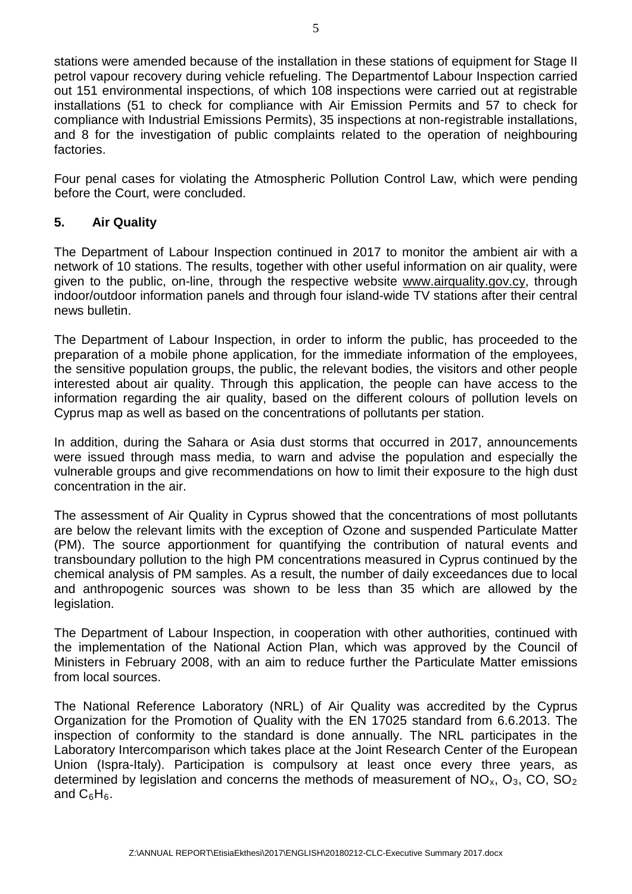stations were amended because of the installation in these stations of equipment for Stage II petrol vapour recovery during vehicle refueling. The Departmentof Labour Inspection carried out 151 environmental inspections, of which 108 inspections were carried out at registrable installations (51 to check for compliance with Air Emission Permits and 57 to check for compliance with Industrial Emissions Permits), 35 inspections at non-registrable installations, and 8 for the investigation of public complaints related to the operation of neighbouring factories.

Four penal cases for violating the Atmospheric Pollution Control Law, which were pending before the Court, were concluded.

## 5. Air Quality

The Department of Labour Inspection continued in 2017 to monitor the ambient air with a network of 10 stations. The results, together with other useful information on air quality, were given to the public, on-line, through the respective website www.airquality.gov.cy, through indoor/outdoor information panels and through four island-wide TV stations after their central news bulletin.

The Department of Labour Inspection, in order to inform the public, has proceeded to the preparation of a mobile phone application, for the immediate information of the employees, the sensitive population groups, the public, the relevant bodies, the visitors and other people interested about air quality. Through this application, the people can have access to the information regarding the air quality, based on the different colours of pollution levels on Cyprus map as well as based on the concentrations of pollutants per station.

In addition, during the Sahara or Asia dust storms that occurred in 2017, announcements were issued through mass media, to warn and advise the population and especially the vulnerable groups and give recommendations on how to limit their exposure to the high dust concentration in the air.

The assessment of Air Quality in Cyprus showed that the concentrations of most pollutants are below the relevant limits with the exception of Ozone and suspended Particulate Matter (PM). The source apportionment for quantifying the contribution of natural events and transboundary pollution to the high PM concentrations measured in Cyprus continued by the chemical analysis of PM samples. As a result, the number of daily exceedances due to local and anthropogenic sources was shown to be less than 35 which are allowed by the legislation.

The Department of Labour Inspection, in cooperation with other authorities, continued with the implementation of the National Action Plan, which was approved by the Council of Ministers in February 2008, with an aim to reduce further the Particulate Matter emissions from local sources.

The National Reference Laboratory (NRL) of Air Quality was accredited by the Cyprus Organization for the Promotion of Quality with the EN 17025 standard from 6.6.2013. The inspection of conformity to the standard is done annually. The NRL participates in the Laboratory Intercomparison which takes place at the Joint Research Center of the European Union (Ispra-Italy). Participation is compulsory at least once every three years, as determined by legislation and concerns the methods of measurement of $NO_x$, $O_3$, CO, $SO_2$ and $C_6H_6$.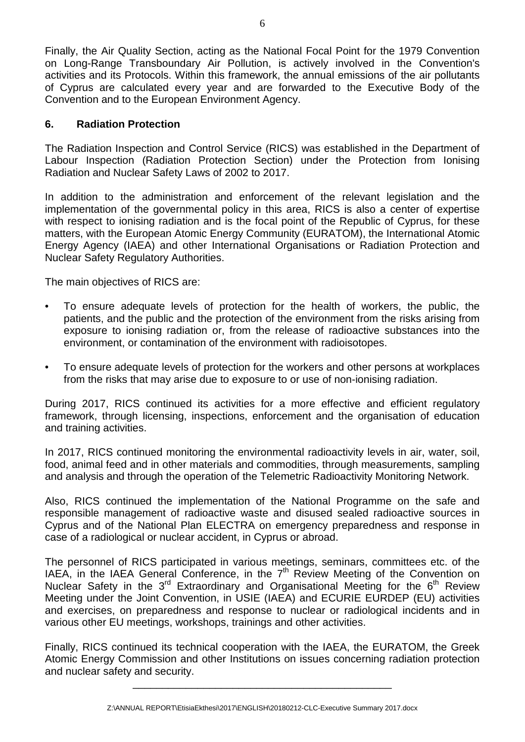Finally, the Air Quality Section, acting as the National Focal Point for the 1979 Convention on Long-Range Transboundary Air Pollution, is actively involved in the Convention's activities and its Protocols. Within this framework, the annual emissions of the air pollutants of Cyprus are calculated every year and are forwarded to the Executive Body of the Convention and to the European Environment Agency.

## 6. Radiation Protection

The Radiation Inspection and Control Service (RICS) was established in the Department of Labour Inspection (Radiation Protection Section) under the Protection from Ionising Radiation and Nuclear Safety Laws of 2002 to 2017.

In addition to the administration and enforcement of the relevant legislation and the implementation of the governmental policy in this area, RICS is also a center of expertise with respect to ionising radiation and is the focal point of the Republic of Cyprus, for these matters, with the European Atomic Energy Community (EURATOM), the International Atomic Energy Agency (IAEA) and other International Organisations or Radiation Protection and Nuclear Safety Regulatory Authorities.

The main objectives of RICS are:

- To ensure adequate levels of protection for the health of workers, the public, the patients, and the public and the protection of the environment from the risks arising from exposure to ionising radiation or, from the release of radioactive substances into the environment, or contamination of the environment with radioisotopes.
- To ensure adequate levels of protection for the workers and other persons at workplaces from the risks that may arise due to exposure to or use of non-ionising radiation.

During 2017, RICS continued its activities for a more effective and efficient regulatory framework, through licensing, inspections, enforcement and the organisation of education and training activities.

In 2017, RICS continued monitoring the environmental radioactivity levels in air, water, soil, food, animal feed and in other materials and commodities, through measurements, sampling and analysis and through the operation of the Telemetric Radioactivity Monitoring Network.

Also, RICS continued the implementation of the National Programme on the safe and responsible management of radioactive waste and disused sealed radioactive sources in Cyprus and of the National Plan ELECTRA on emergency preparedness and response in case of a radiological or nuclear accident, in Cyprus or abroad.

The personnel of RICS participated in various meetings, seminars, committees etc. of the IAEA, in the IAEA General Conference, in the 7th Review Meeting of the Convention on Nuclear Safety in the 3rd Extraordinary and Organisational Meeting for the 6th Review Meeting under the Joint Convention, in USIE (IAEA) and ECURIE EURDEP (EU) activities and exercises, on preparedness and response to nuclear or radiological incidents and in various other EU meetings, workshops, trainings and other activities.

Finally, RICS continued its technical cooperation with the IAEA, the EURATOM, the Greek Atomic Energy Commission and other Institutions on issues concerning radiation protection and nuclear safety and security.